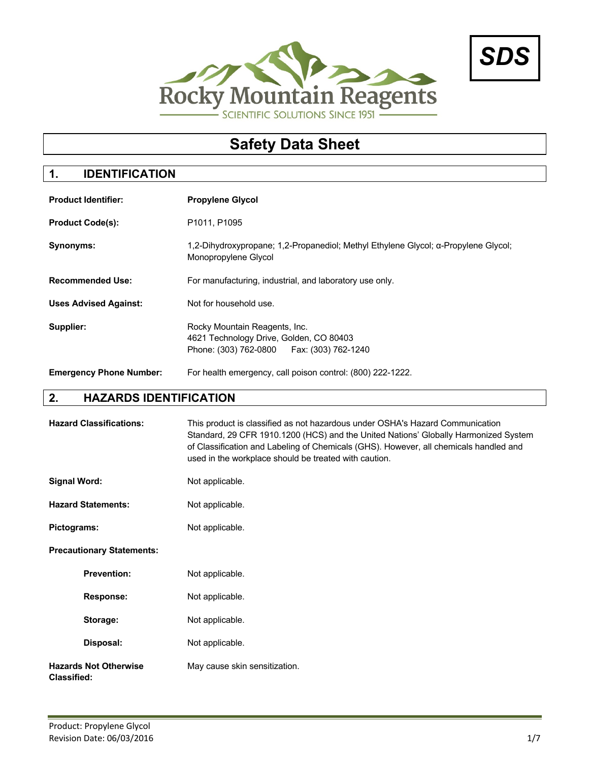Rocky Mountain Reagents

SCIENTIFIC SOLUTIONS SINCE 1951

**SDS**

# Safety Data Sheet

## 1. IDENTIFICATION

**Product Identifier:** **Propylene Glycol**

**Product Code(s):** P1011, P1095

**Synonyms:** 1,2-Dihydroxypropane; 1,2-Propanediol; Methyl Ethylene Glycol; α-Propylene Glycol; Monopropylene Glycol

**Recommended Use:** For manufacturing, industrial, and laboratory use only.

**Uses Advised Against:** Not for household use.

**Supplier:** Rocky Mountain Reagents, Inc.
4621 Technology Drive, Golden, CO 80403
Phone: (303) 762-0800 Fax: (303) 762-1240

**Emergency Phone Number:** For health emergency, call poison control: (800) 222-1222.

## 2. HAZARDS IDENTIFICATION

**Hazard Classifications:** This product is classified as not hazardous under OSHA's Hazard Communication Standard, 29 CFR 1910.1200 (HCS) and the United Nations' Globally Harmonized System of Classification and Labeling of Chemicals (GHS). However, all chemicals handled and used in the workplace should be treated with caution.

**Signal Word:** Not applicable.

**Hazard Statements:** Not applicable.

**Pictograms:** Not applicable.

**Precautionary Statements:**

- **Prevention:** Not applicable.
- **Response:** Not applicable.
- **Storage:** Not applicable.
- **Disposal:** Not applicable.

**Hazards Not Otherwise Classified:** May cause skin sensitization.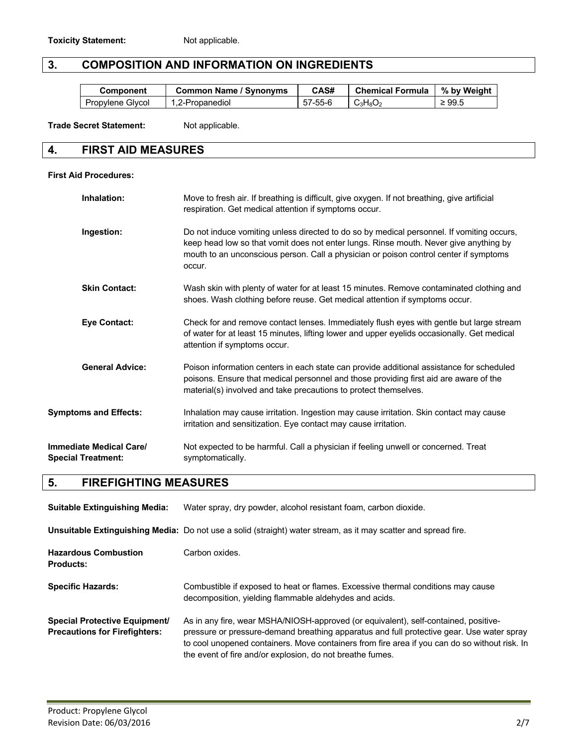**Toxicity Statement:** Not applicable.

## 3. COMPOSITION AND INFORMATION ON INGREDIENTS

| Component | Common Name / Synonyms | CAS# | Chemical Formula | % by Weight |
|---|---|---|---|---|
| Propylene Glycol | 1,2-Propanediol | 57-55-6 | $C_3H_8O_2$ | ≥ 99.5 |

**Trade Secret Statement:** Not applicable.

## 4. FIRST AID MEASURES

**First Aid Procedures:**

**Inhalation:** Move to fresh air. If breathing is difficult, give oxygen. If not breathing, give artificial respiration. Get medical attention if symptoms occur.

**Ingestion:** Do not induce vomiting unless directed to do so by medical personnel. If vomiting occurs, keep head low so that vomit does not enter lungs. Rinse mouth. Never give anything by mouth to an unconscious person. Call a physician or poison control center if symptoms occur.

**Skin Contact:** Wash skin with plenty of water for at least 15 minutes. Remove contaminated clothing and shoes. Wash clothing before reuse. Get medical attention if symptoms occur.

**Eye Contact:** Check for and remove contact lenses. Immediately flush eyes with gentle but large stream of water for at least 15 minutes, lifting lower and upper eyelids occasionally. Get medical attention if symptoms occur.

**General Advice:** Poison information centers in each state can provide additional assistance for scheduled poisons. Ensure that medical personnel and those providing first aid are aware of the material(s) involved and take precautions to protect themselves.

**Symptoms and Effects:** Inhalation may cause irritation. Ingestion may cause irritation. Skin contact may cause irritation and sensitization. Eye contact may cause irritation.

**Immediate Medical Care/ Special Treatment:** Not expected to be harmful. Call a physician if feeling unwell or concerned. Treat symptomatically.

## 5. FIREFIGHTING MEASURES

**Suitable Extinguishing Media:** Water spray, dry powder, alcohol resistant foam, carbon dioxide.

**Unsuitable Extinguishing Media:** Do not use a solid (straight) water stream, as it may scatter and spread fire.

**Hazardous Combustion Products:** Carbon oxides.

**Specific Hazards:** Combustible if exposed to heat or flames. Excessive thermal conditions may cause decomposition, yielding flammable aldehydes and acids.

**Special Protective Equipment/ Precautions for Firefighters:** As in any fire, wear MSHA/NIOSH-approved (or equivalent), self-contained, positive-pressure or pressure-demand breathing apparatus and full protective gear. Use water spray to cool unopened containers. Move containers from fire area if you can do so without risk. In the event of fire and/or explosion, do not breathe fumes.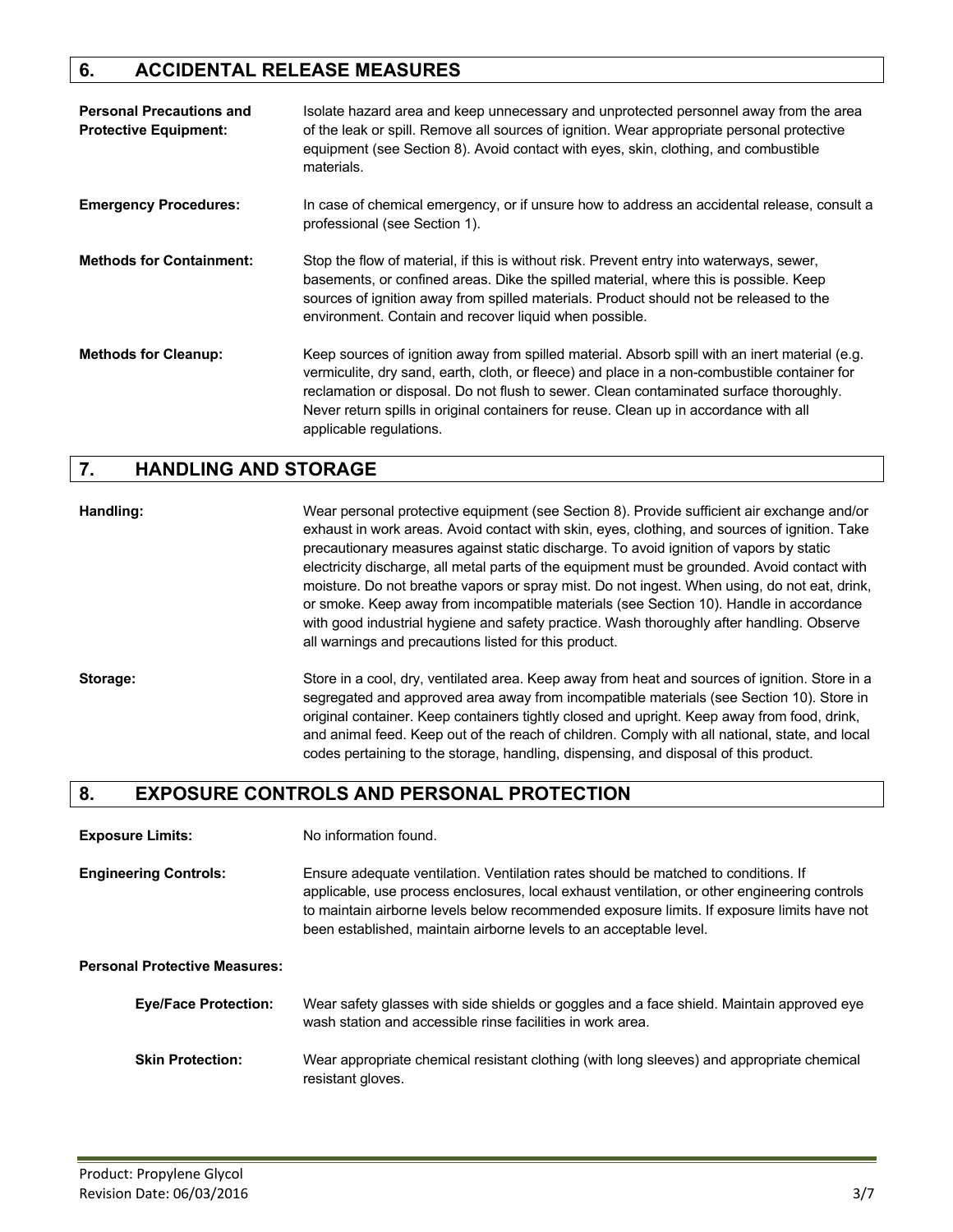## 6. ACCIDENTAL RELEASE MEASURES

**Personal Precautions and Protective Equipment:** Isolate hazard area and keep unnecessary and unprotected personnel away from the area of the leak or spill. Remove all sources of ignition. Wear appropriate personal protective equipment (see Section 8). Avoid contact with eyes, skin, clothing, and combustible materials.

**Emergency Procedures:** In case of chemical emergency, or if unsure how to address an accidental release, consult a professional (see Section 1).

**Methods for Containment:** Stop the flow of material, if this is without risk. Prevent entry into waterways, sewer, basements, or confined areas. Dike the spilled material, where this is possible. Keep sources of ignition away from spilled materials. Product should not be released to the environment. Contain and recover liquid when possible.

**Methods for Cleanup:** Keep sources of ignition away from spilled material. Absorb spill with an inert material (e.g. vermiculite, dry sand, earth, cloth, or fleece) and place in a non-combustible container for reclamation or disposal. Do not flush to sewer. Clean contaminated surface thoroughly. Never return spills in original containers for reuse. Clean up in accordance with all applicable regulations.

## 7. HANDLING AND STORAGE

**Handling:** Wear personal protective equipment (see Section 8). Provide sufficient air exchange and/or exhaust in work areas. Avoid contact with skin, eyes, clothing, and sources of ignition. Take precautionary measures against static discharge. To avoid ignition of vapors by static electricity discharge, all metal parts of the equipment must be grounded. Avoid contact with moisture. Do not breathe vapors or spray mist. Do not ingest. When using, do not eat, drink, or smoke. Keep away from incompatible materials (see Section 10). Handle in accordance with good industrial hygiene and safety practice. Wash thoroughly after handling. Observe all warnings and precautions listed for this product.

**Storage:** Store in a cool, dry, ventilated area. Keep away from heat and sources of ignition. Store in a segregated and approved area away from incompatible materials (see Section 10). Store in original container. Keep containers tightly closed and upright. Keep away from food, drink, and animal feed. Keep out of the reach of children. Comply with all national, state, and local codes pertaining to the storage, handling, dispensing, and disposal of this product.

## 8. EXPOSURE CONTROLS AND PERSONAL PROTECTION

**Exposure Limits:** No information found.

**Engineering Controls:** Ensure adequate ventilation. Ventilation rates should be matched to conditions. If applicable, use process enclosures, local exhaust ventilation, or other engineering controls to maintain airborne levels below recommended exposure limits. If exposure limits have not been established, maintain airborne levels to an acceptable level.

**Personal Protective Measures:**

**Eye/Face Protection:** Wear safety glasses with side shields or goggles and a face shield. Maintain approved eye wash station and accessible rinse facilities in work area.

**Skin Protection:** Wear appropriate chemical resistant clothing (with long sleeves) and appropriate chemical resistant gloves.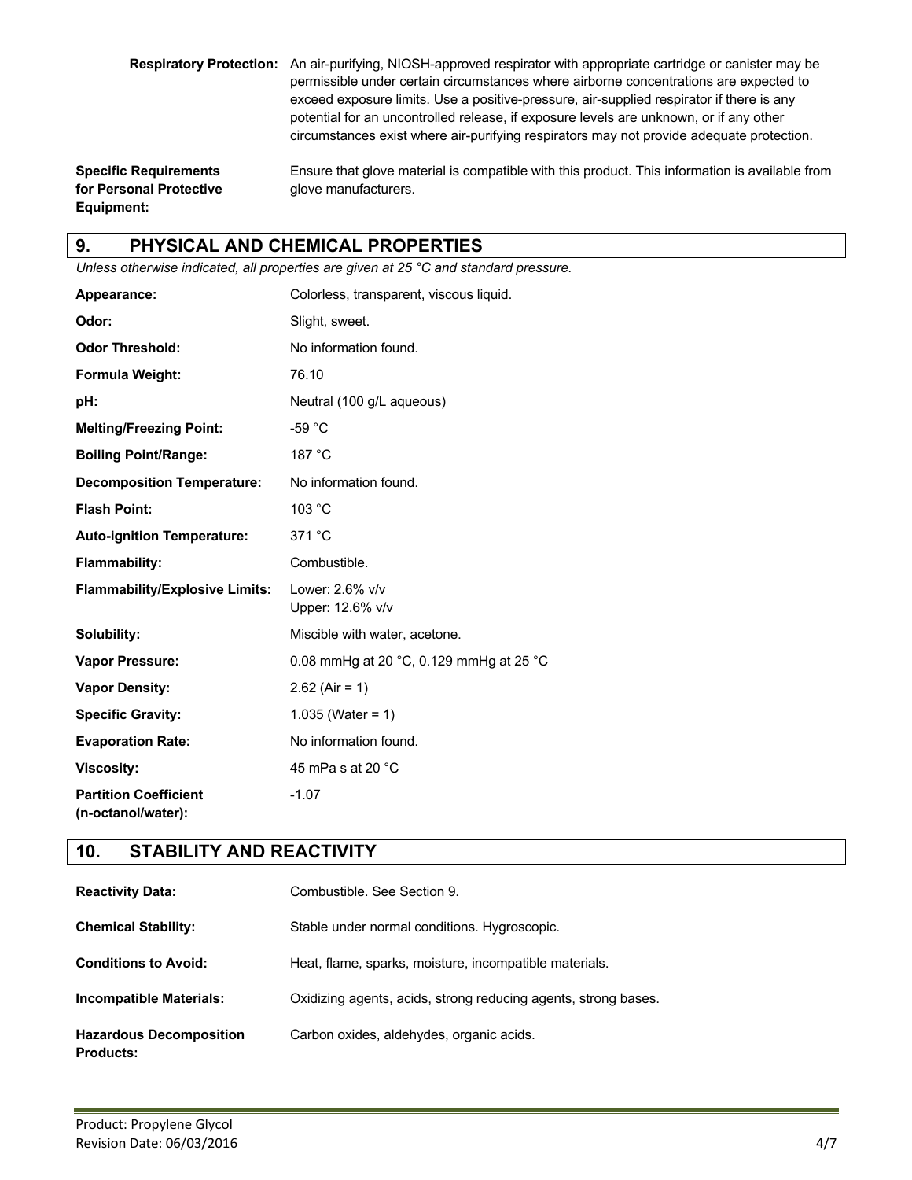**Respiratory Protection:** An air-purifying, NIOSH-approved respirator with appropriate cartridge or canister may be permissible under certain circumstances where airborne concentrations are expected to exceed exposure limits. Use a positive-pressure, air-supplied respirator if there is any potential for an uncontrolled release, if exposure levels are unknown, or if any other circumstances exist where air-purifying respirators may not provide adequate protection.

**Specific Requirements for Personal Protective Equipment:** Ensure that glove material is compatible with this product. This information is available from glove manufacturers.

## 9. PHYSICAL AND CHEMICAL PROPERTIES

*Unless otherwise indicated, all properties are given at 25 °C and standard pressure.*

| | |
|---|---|
| **Appearance:** | Colorless, transparent, viscous liquid. |
| **Odor:** | Slight, sweet. |
| **Odor Threshold:** | No information found. |
| **Formula Weight:** | 76.10 |
| **pH:** | Neutral (100 g/L aqueous) |
| **Melting/Freezing Point:** | -59 °C |
| **Boiling Point/Range:** | 187 °C |
| **Decomposition Temperature:** | No information found. |
| **Flash Point:** | 103 °C |
| **Auto-ignition Temperature:** | 371 °C |
| **Flammability:** | Combustible. |
| **Flammability/Explosive Limits:** | Lower: 2.6% v/v<br>Upper: 12.6% v/v |
| **Solubility:** | Miscible with water, acetone. |
| **Vapor Pressure:** | 0.08 mmHg at 20 °C, 0.129 mmHg at 25 °C |
| **Vapor Density:** | 2.62 (Air = 1) |
| **Specific Gravity:** | 1.035 (Water = 1) |
| **Evaporation Rate:** | No information found. |
| **Viscosity:** | 45 mPa s at 20 °C |
| **Partition Coefficient (n-octanol/water):** | -1.07 |

## 10. STABILITY AND REACTIVITY

| | |
|---|---|
| **Reactivity Data:** | Combustible. See Section 9. |
| **Chemical Stability:** | Stable under normal conditions. Hygroscopic. |
| **Conditions to Avoid:** | Heat, flame, sparks, moisture, incompatible materials. |
| **Incompatible Materials:** | Oxidizing agents, acids, strong reducing agents, strong bases. |
| **Hazardous Decomposition Products:** | Carbon oxides, aldehydes, organic acids. |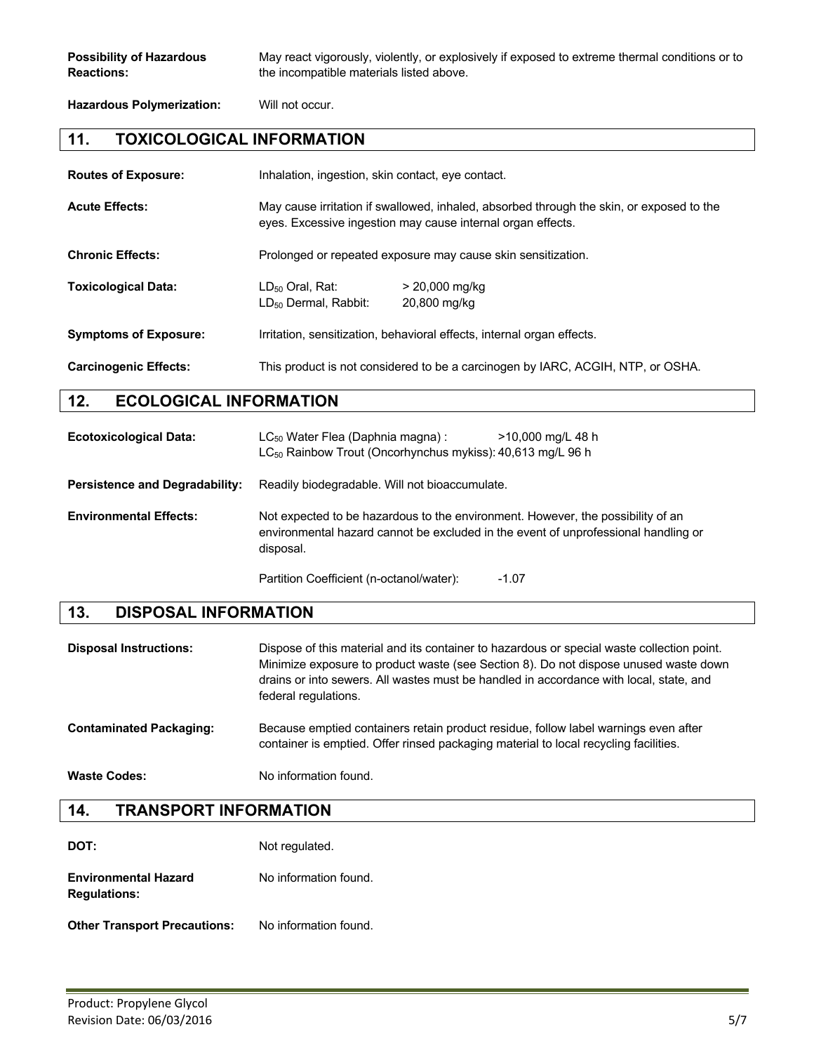**Possibility of Hazardous Reactions:** May react vigorously, violently, or explosively if exposed to extreme thermal conditions or to the incompatible materials listed above.

**Hazardous Polymerization:** Will not occur.

## 11. TOXICOLOGICAL INFORMATION

**Routes of Exposure:** Inhalation, ingestion, skin contact, eye contact.

**Acute Effects:** May cause irritation if swallowed, inhaled, absorbed through the skin, or exposed to the eyes. Excessive ingestion may cause internal organ effects.

**Chronic Effects:** Prolonged or repeated exposure may cause skin sensitization.

**Toxicological Data:**

| | |
|---|---|
| $LD_{50}$ Oral, Rat: | > 20,000 mg/kg |
| $LD_{50}$ Dermal, Rabbit: | 20,800 mg/kg |

**Symptoms of Exposure:** Irritation, sensitization, behavioral effects, internal organ effects.

**Carcinogenic Effects:** This product is not considered to be a carcinogen by IARC, ACGIH, NTP, or OSHA.

## 12. ECOLOGICAL INFORMATION

**Ecotoxicological Data:**

| | |
|---|---|
| $LC_{50}$ Water Flea (Daphnia magna) : | >10,000 mg/L 48 h |
| $LC_{50}$ Rainbow Trout (Oncorhynchus mykiss): | 40,613 mg/L 96 h |

**Persistence and Degradability:** Readily biodegradable. Will not bioaccumulate.

**Environmental Effects:** Not expected to be hazardous to the environment. However, the possibility of an environmental hazard cannot be excluded in the event of unprofessional handling or disposal.

Partition Coefficient (n-octanol/water): -1.07

## 13. DISPOSAL INFORMATION

**Disposal Instructions:** Dispose of this material and its container to hazardous or special waste collection point. Minimize exposure to product waste (see Section 8). Do not dispose unused waste down drains or into sewers. All wastes must be handled in accordance with local, state, and federal regulations.

**Contaminated Packaging:** Because emptied containers retain product residue, follow label warnings even after container is emptied. Offer rinsed packaging material to local recycling facilities.

**Waste Codes:** No information found.

## 14. TRANSPORT INFORMATION

**DOT:** Not regulated.

**Environmental Hazard Regulations:** No information found.

**Other Transport Precautions:** No information found.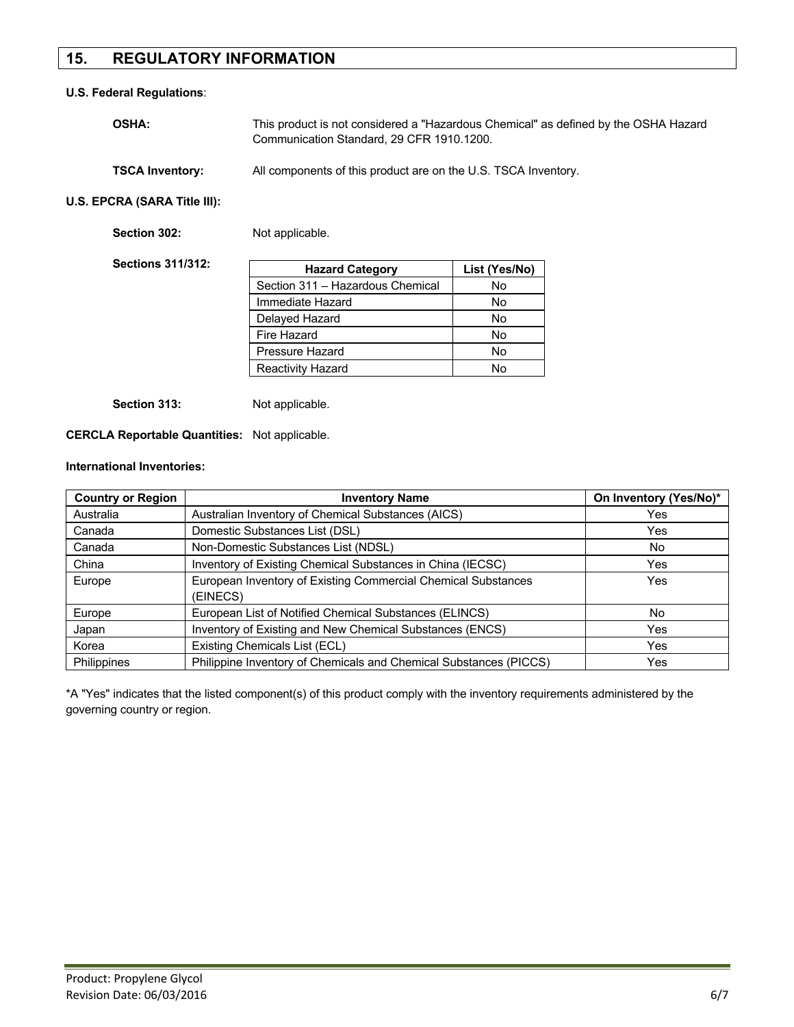## 15. REGULATORY INFORMATION

**U.S. Federal Regulations**:

**OSHA:** This product is not considered a "Hazardous Chemical" as defined by the OSHA Hazard Communication Standard, 29 CFR 1910.1200.

**TSCA Inventory:** All components of this product are on the U.S. TSCA Inventory.

**U.S. EPCRA (SARA Title III):**

**Section 302:** Not applicable.

**Sections 311/312:**

| Hazard Category | List (Yes/No) |
|---|---|
| Section 311 – Hazardous Chemical | No |
| Immediate Hazard | No |
| Delayed Hazard | No |
| Fire Hazard | No |
| Pressure Hazard | No |
| Reactivity Hazard | No |

**Section 313:** Not applicable.

**CERCLA Reportable Quantities:** Not applicable.

**International Inventories:**

| Country or Region | Inventory Name | On Inventory (Yes/No)* |
|---|---|---|
| Australia | Australian Inventory of Chemical Substances (AICS) | Yes |
| Canada | Domestic Substances List (DSL) | Yes |
| Canada | Non-Domestic Substances List (NDSL) | No |
| China | Inventory of Existing Chemical Substances in China (IECSC) | Yes |
| Europe | European Inventory of Existing Commercial Chemical Substances (EINECS) | Yes |
| Europe | European List of Notified Chemical Substances (ELINCS) | No |
| Japan | Inventory of Existing and New Chemical Substances (ENCS) | Yes |
| Korea | Existing Chemicals List (ECL) | Yes |
| Philippines | Philippine Inventory of Chemicals and Chemical Substances (PICCS) | Yes |

*A "Yes" indicates that the listed component(s) of this product comply with the inventory requirements administered by the governing country or region.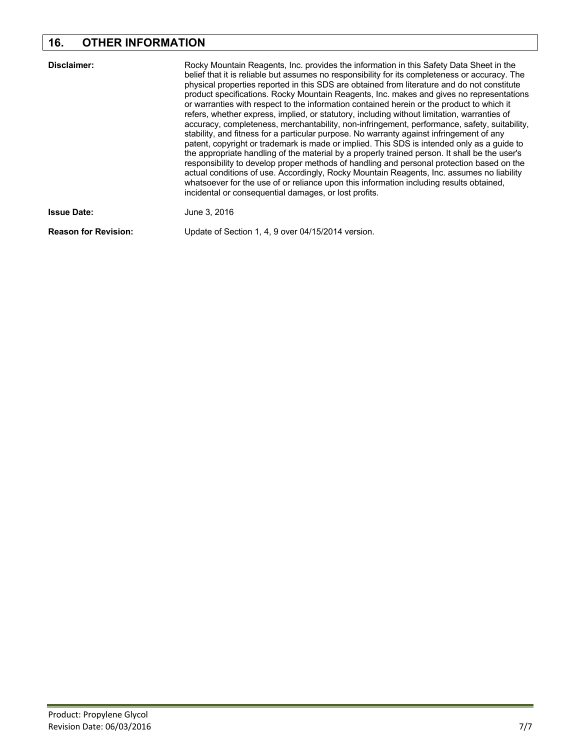## 16. OTHER INFORMATION

**Disclaimer:** Rocky Mountain Reagents, Inc. provides the information in this Safety Data Sheet in the belief that it is reliable but assumes no responsibility for its completeness or accuracy. The physical properties reported in this SDS are obtained from literature and do not constitute product specifications. Rocky Mountain Reagents, Inc. makes and gives no representations or warranties with respect to the information contained herein or the product to which it refers, whether express, implied, or statutory, including without limitation, warranties of accuracy, completeness, merchantability, non-infringement, performance, safety, suitability, stability, and fitness for a particular purpose. No warranty against infringement of any patent, copyright or trademark is made or implied. This SDS is intended only as a guide to the appropriate handling of the material by a properly trained person. It shall be the user's responsibility to develop proper methods of handling and personal protection based on the actual conditions of use. Accordingly, Rocky Mountain Reagents, Inc. assumes no liability whatsoever for the use of or reliance upon this information including results obtained, incidental or consequential damages, or lost profits.

**Issue Date:** June 3, 2016

**Reason for Revision:** Update of Section 1, 4, 9 over 04/15/2014 version.